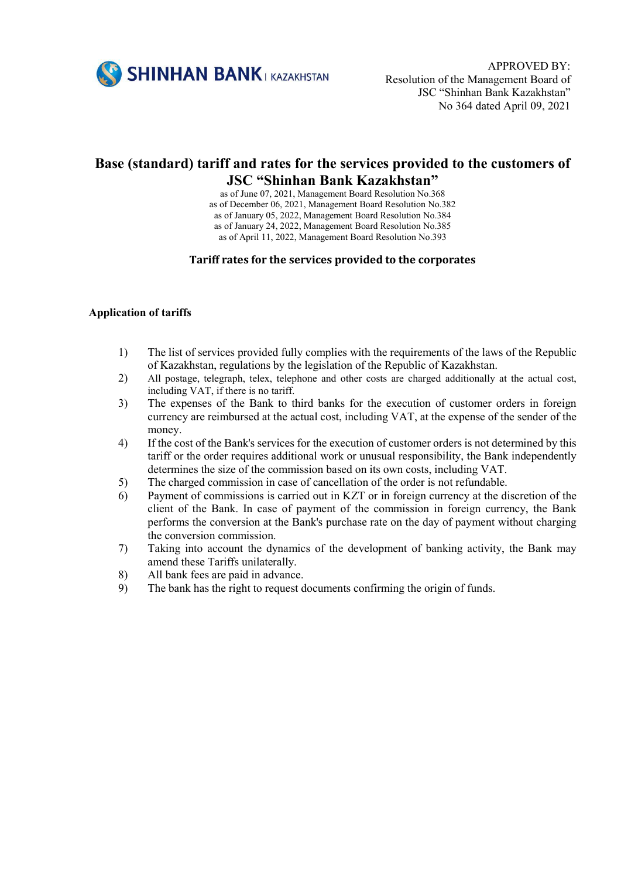SHINHAN BANK | KAZAKHSTAN

APPROVED BY:
Resolution of the Management Board of
JSC "Shinhan Bank Kazakhstan"
No 364 dated April 09, 2021

# Base (standard) tariff and rates for the services provided to the customers of JSC "Shinhan Bank Kazakhstan"

as of June 07, 2021, Management Board Resolution No.368
as of December 06, 2021, Management Board Resolution No.382
as of January 05, 2022, Management Board Resolution No.384
as of January 24, 2022, Management Board Resolution No.385
as of April 11, 2022, Management Board Resolution No.393

## Tariff rates for the services provided to the corporates

### Application of tariffs

1) The list of services provided fully complies with the requirements of the laws of the Republic of Kazakhstan, regulations by the legislation of the Republic of Kazakhstan.
2) All postage, telegraph, telex, telephone and other costs are charged additionally at the actual cost, including VAT, if there is no tariff.
3) The expenses of the Bank to third banks for the execution of customer orders in foreign currency are reimbursed at the actual cost, including VAT, at the expense of the sender of the money.
4) If the cost of the Bank's services for the execution of customer orders is not determined by this tariff or the order requires additional work or unusual responsibility, the Bank independently determines the size of the commission based on its own costs, including VAT.
5) The charged commission in case of cancellation of the order is not refundable.
6) Payment of commissions is carried out in KZT or in foreign currency at the discretion of the client of the Bank. In case of payment of the commission in foreign currency, the Bank performs the conversion at the Bank's purchase rate on the day of payment without charging the conversion commission.
7) Taking into account the dynamics of the development of banking activity, the Bank may amend these Tariffs unilaterally.
8) All bank fees are paid in advance.
9) The bank has the right to request documents confirming the origin of funds.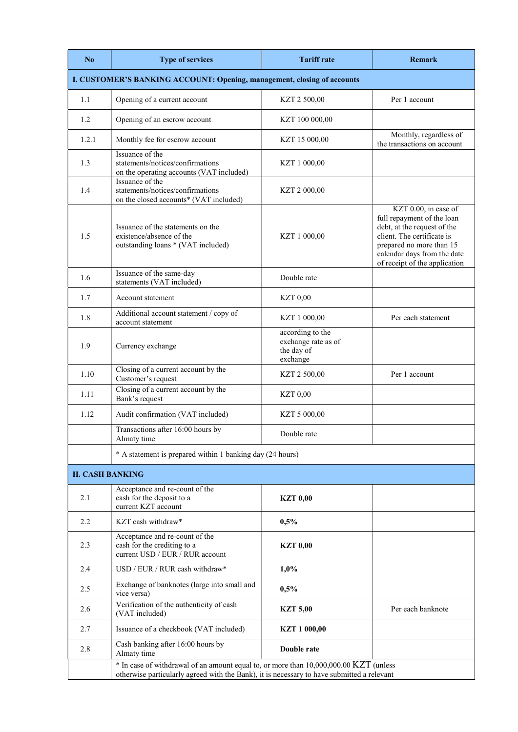| No | Type of services | Tariff rate | Remark |
|---|---|---|---|
| **I. CUSTOMER'S BANKING ACCOUNT: Opening, management, closing of accounts** | | | |
| 1.1 | Opening of a current account | KZT 2 500,00 | Per 1 account |
| 1.2 | Opening of an escrow account | KZT 100 000,00 | |
| 1.2.1 | Monthly fee for escrow account | KZT 15 000,00 | Monthly, regardless of the transactions on account |
| 1.3 | Issuance of the statements/notices/confirmations on the operating accounts (VAT included) | KZT 1 000,00 | |
| 1.4 | Issuance of the statements/notices/confirmations on the closed accounts* (VAT included) | KZT 2 000,00 | |
| 1.5 | Issuance of the statements on the existence/absence of the outstanding loans * (VAT included) | KZT 1 000,00 | KZT 0.00, in case of full repayment of the loan debt, at the request of the client. The certificate is prepared no more than 15 calendar days from the date of receipt of the application |
| 1.6 | Issuance of the same-day statements (VAT included) | Double rate | |
| 1.7 | Account statement | KZT 0,00 | |
| 1.8 | Additional account statement / copy of account statement | KZT 1 000,00 | Per each statement |
| 1.9 | Currency exchange | according to the exchange rate as of the day of exchange | |
| 1.10 | Closing of a current account by the Customer's request | KZT 2 500,00 | Per 1 account |
| 1.11 | Closing of a current account by the Bank's request | KZT 0,00 | |
| 1.12 | Audit confirmation (VAT included) | KZT 5 000,00 | |
| | Transactions after 16:00 hours by Almaty time | Double rate | |
| | * A statement is prepared within 1 banking day (24 hours) | | |
| **II. CASH BANKING** | | | |
| 2.1 | Acceptance and re-count of the cash for the deposit to a current KZT account | **KZT 0,00** | |
| 2.2 | KZT cash withdraw* | **0,5%** | |
| 2.3 | Acceptance and re-count of the cash for the crediting to a current USD / EUR / RUR account | **KZT 0,00** | |
| 2.4 | USD / EUR / RUR cash withdraw* | **1,0%** | |
| 2.5 | Exchange of banknotes (large into small and vice versa) | **0,5%** | |
| 2.6 | Verification of the authenticity of cash (VAT included) | **KZT 5,00** | Per each banknote |
| 2.7 | Issuance of a checkbook (VAT included) | **KZT 1 000,00** | |
| 2.8 | Cash banking after 16:00 hours by Almaty time | **Double rate** | |
| | * In case of withdrawal of an amount equal to, or more than 10,000,000.00 KZT (unless otherwise particularly agreed with the Bank), it is necessary to have submitted a relevant | | |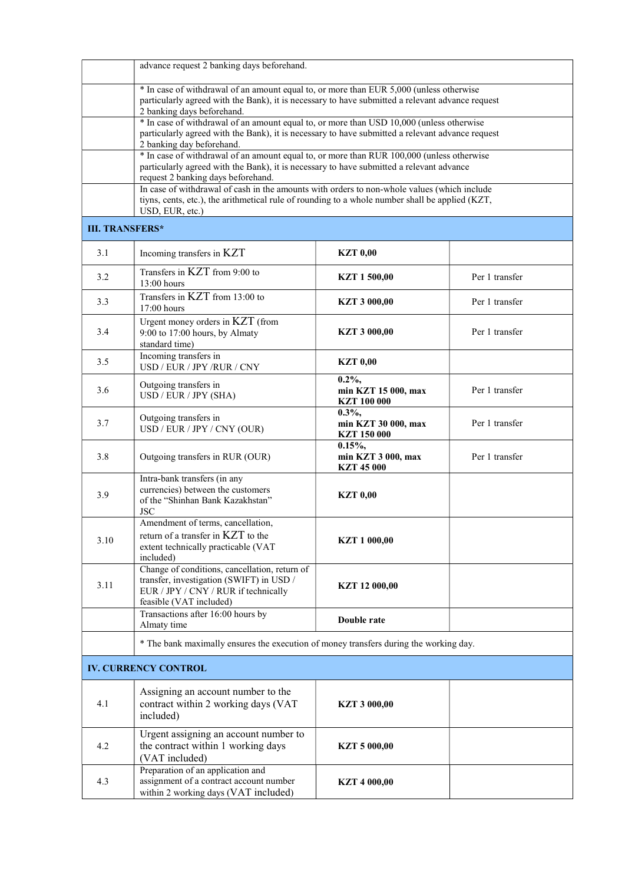| | | | |
|---|---|---|---|
| | advance request 2 banking days beforehand. | | |
| | * In case of withdrawal of an amount equal to, or more than EUR 5,000 (unless otherwise particularly agreed with the Bank), it is necessary to have submitted a relevant advance request 2 banking days beforehand. | | |
| | * In case of withdrawal of an amount equal to, or more than USD 10,000 (unless otherwise particularly agreed with the Bank), it is necessary to have submitted a relevant advance request 2 banking day beforehand. | | |
| | * In case of withdrawal of an amount equal to, or more than RUR 100,000 (unless otherwise particularly agreed with the Bank), it is necessary to have submitted a relevant advance request 2 banking days beforehand. | | |
| | In case of withdrawal of cash in the amounts with orders to non-whole values (which include tiyns, cents, etc.), the arithmetical rule of rounding to a whole number shall be applied (KZT, USD, EUR, etc.) | | |
| **III. TRANSFERS*** | | | |
| 3.1 | Incoming transfers in KZT | **KZT 0,00** | |
| 3.2 | Transfers in KZT from 9:00 to 13:00 hours | **KZT 1 500,00** | Per 1 transfer |
| 3.3 | Transfers in KZT from 13:00 to 17:00 hours | **KZT 3 000,00** | Per 1 transfer |
| 3.4 | Urgent money orders in KZT (from 9:00 to 17:00 hours, by Almaty standard time) | **KZT 3 000,00** | Per 1 transfer |
| 3.5 | Incoming transfers in USD / EUR / JPY /RUR / CNY | **KZT 0,00** | |
| 3.6 | Outgoing transfers in USD / EUR / JPY (SHA) | **0.2%, min KZT 15 000, max KZT 100 000** | Per 1 transfer |
| 3.7 | Outgoing transfers in USD / EUR / JPY / CNY (OUR) | **0.3%, min KZT 30 000, max KZT 150 000** | Per 1 transfer |
| 3.8 | Outgoing transfers in RUR (OUR) | **0.15%, min KZT 3 000, max KZT 45 000** | Per 1 transfer |
| 3.9 | Intra-bank transfers (in any currencies) between the customers of the "Shinhan Bank Kazakhstan" JSC | **KZT 0,00** | |
| 3.10 | Amendment of terms, cancellation, return of a transfer in KZT to the extent technically practicable (VAT included) | **KZT 1 000,00** | |
| 3.11 | Change of conditions, cancellation, return of transfer, investigation (SWIFT) in USD / EUR / JPY / CNY / RUR if technically feasible (VAT included) | **KZT 12 000,00** | |
| | Transactions after 16:00 hours by Almaty time | **Double rate** | |
| | * The bank maximally ensures the execution of money transfers during the working day. | | |
| **IV. CURRENCY CONTROL** | | | |
| 4.1 | Assigning an account number to the contract within 2 working days (VAT included) | **KZT 3 000,00** | |
| 4.2 | Urgent assigning an account number to the contract within 1 working days (VAT included) | **KZT 5 000,00** | |
| 4.3 | Preparation of an application and assignment of a contract account number within 2 working days (VAT included) | **KZT 4 000,00** | |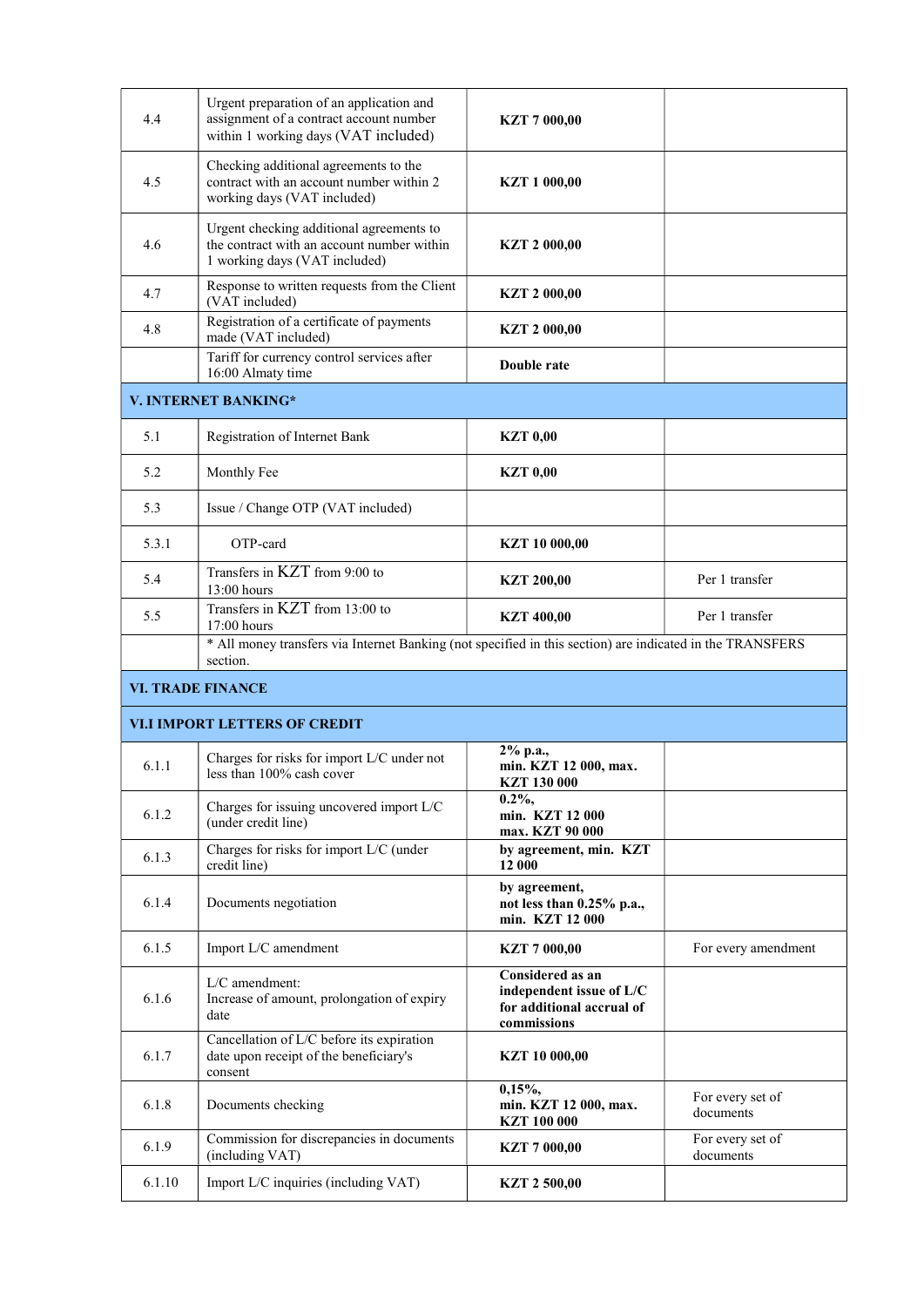| | | | |
|---|---|---|---|
| 4.4 | Urgent preparation of an application and assignment of a contract account number within 1 working days (VAT included) | **KZT 7 000,00** | |
| 4.5 | Checking additional agreements to the contract with an account number within 2 working days (VAT included) | **KZT 1 000,00** | |
| 4.6 | Urgent checking additional agreements to the contract with an account number within 1 working days (VAT included) | **KZT 2 000,00** | |
| 4.7 | Response to written requests from the Client (VAT included) | **KZT 2 000,00** | |
| 4.8 | Registration of a certificate of payments made (VAT included) | **KZT 2 000,00** | |
| | Tariff for currency control services after 16:00 Almaty time | **Double rate** | |
| **V. INTERNET BANKING*** | | | |
| 5.1 | Registration of Internet Bank | **KZT 0,00** | |
| 5.2 | Monthly Fee | **KZT 0,00** | |
| 5.3 | Issue / Change OTP (VAT included) | | |
| 5.3.1 | OTP-card | **KZT 10 000,00** | |
| 5.4 | Transfers in KZT from 9:00 to 13:00 hours | **KZT 200,00** | Per 1 transfer |
| 5.5 | Transfers in KZT from 13:00 to 17:00 hours | **KZT 400,00** | Per 1 transfer |
| | * All money transfers via Internet Banking (not specified in this section) are indicated in the TRANSFERS section. | | |
| **VI. TRADE FINANCE** | | | |
| **VI.I IMPORT LETTERS OF CREDIT** | | | |
| 6.1.1 | Charges for risks for import L/C under not less than 100% cash cover | **2% p.a., min. KZT 12 000, max. KZT 130 000** | |
| 6.1.2 | Charges for issuing uncovered import L/C (under credit line) | **0.2%, min. KZT 12 000 max. KZT 90 000** | |
| 6.1.3 | Charges for risks for import L/C (under credit line) | **by agreement, min. KZT 12 000** | |
| 6.1.4 | Documents negotiation | **by agreement, not less than 0.25% p.a., min. KZT 12 000** | |
| 6.1.5 | Import L/C amendment | **KZT 7 000,00** | For every amendment |
| 6.1.6 | L/C amendment: Increase of amount, prolongation of expiry date | **Considered as an independent issue of L/C for additional accrual of commissions** | |
| 6.1.7 | Cancellation of L/C before its expiration date upon receipt of the beneficiary's consent | **KZT 10 000,00** | |
| 6.1.8 | Documents checking | **0,15%, min. KZT 12 000, max. KZT 100 000** | For every set of documents |
| 6.1.9 | Commission for discrepancies in documents (including VAT) | **KZT 7 000,00** | For every set of documents |
| 6.1.10 | Import L/C inquiries (including VAT) | **KZT 2 500,00** | |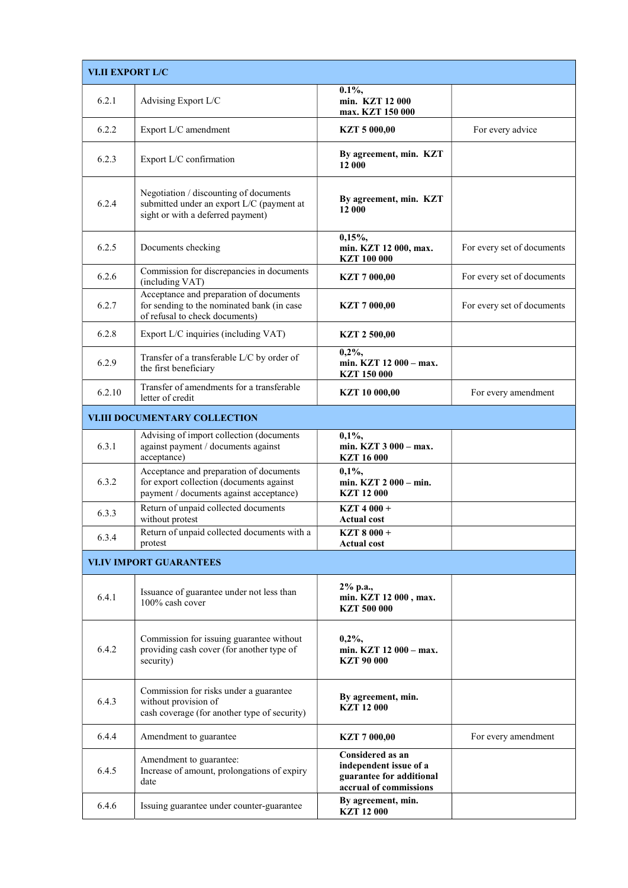| | | | |
|---|---|---|---|
| **VI.II EXPORT L/C** | | | |
| 6.2.1 | Advising Export L/C | **0.1%, min. KZT 12 000 max. KZT 150 000** | |
| 6.2.2 | Export L/C amendment | **KZT 5 000,00** | For every advice |
| 6.2.3 | Export L/C confirmation | **By agreement, min. KZT 12 000** | |
| 6.2.4 | Negotiation / discounting of documents submitted under an export L/C (payment at sight or with a deferred payment) | **By agreement, min. KZT 12 000** | |
| 6.2.5 | Documents checking | **0,15%, min. KZT 12 000, max. KZT 100 000** | For every set of documents |
| 6.2.6 | Commission for discrepancies in documents (including VAT) | **KZT 7 000,00** | For every set of documents |
| 6.2.7 | Acceptance and preparation of documents for sending to the nominated bank (in case of refusal to check documents) | **KZT 7 000,00** | For every set of documents |
| 6.2.8 | Export L/C inquiries (including VAT) | **KZT 2 500,00** | |
| 6.2.9 | Transfer of a transferable L/C by order of the first beneficiary | **0,2%, min. KZT 12 000 – max. KZT 150 000** | |
| 6.2.10 | Transfer of amendments for a transferable letter of credit | **KZT 10 000,00** | For every amendment |
| **VI.III DOCUMENTARY COLLECTION** | | | |
| 6.3.1 | Advising of import collection (documents against payment / documents against acceptance) | **0,1%, min. KZT 3 000 – max. KZT 16 000** | |
| 6.3.2 | Acceptance and preparation of documents for export collection (documents against payment / documents against acceptance) | **0,1%, min. KZT 2 000 – min. KZT 12 000** | |
| 6.3.3 | Return of unpaid collected documents without protest | **KZT 4 000 + Actual cost** | |
| 6.3.4 | Return of unpaid collected documents with a protest | **KZT 8 000 + Actual cost** | |
| **VI.IV IMPORT GUARANTEES** | | | |
| 6.4.1 | Issuance of guarantee under not less than 100% cash cover | **2% p.a., min. KZT 12 000 , max. KZT 500 000** | |
| 6.4.2 | Commission for issuing guarantee without providing cash cover (for another type of security) | **0,2%, min. KZT 12 000 – max. KZT 90 000** | |
| 6.4.3 | Commission for risks under a guarantee without provision of cash coverage (for another type of security) | **By agreement, min. KZT 12 000** | |
| 6.4.4 | Amendment to guarantee | **KZT 7 000,00** | For every amendment |
| 6.4.5 | Amendment to guarantee: Increase of amount, prolongations of expiry date | **Considered as an independent issue of a guarantee for additional accrual of commissions** | |
| 6.4.6 | Issuing guarantee under counter-guarantee | **By agreement, min. KZT 12 000** | |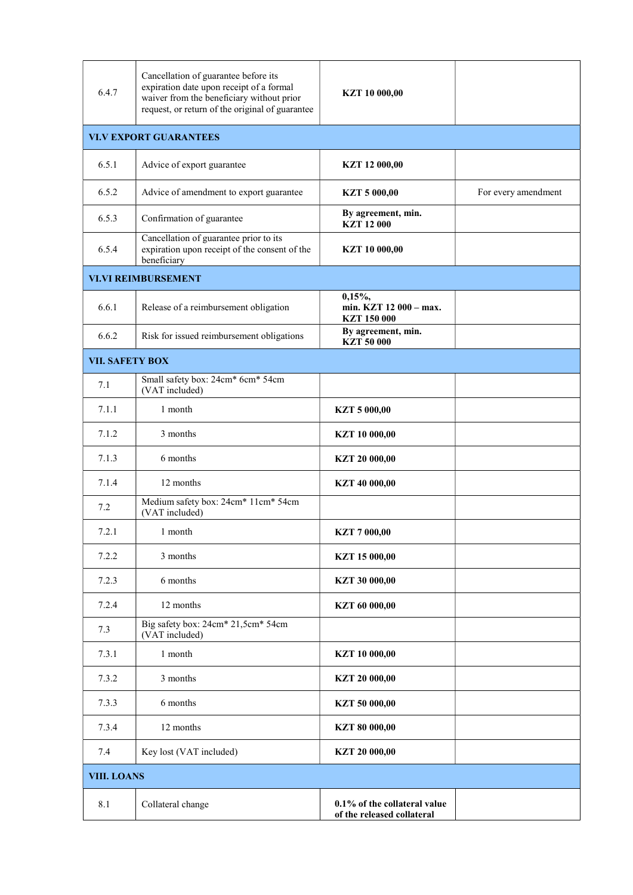| | | | |
|---|---|---|---|
| 6.4.7 | Cancellation of guarantee before its expiration date upon receipt of a formal waiver from the beneficiary without prior request, or return of the original of guarantee | **KZT 10 000,00** | |
| **VI.V EXPORT GUARANTEES** | | | |
| 6.5.1 | Advice of export guarantee | **KZT 12 000,00** | |
| 6.5.2 | Advice of amendment to export guarantee | **KZT 5 000,00** | For every amendment |
| 6.5.3 | Confirmation of guarantee | **By agreement, min. KZT 12 000** | |
| 6.5.4 | Cancellation of guarantee prior to its expiration upon receipt of the consent of the beneficiary | **KZT 10 000,00** | |
| **VI.VI REIMBURSEMENT** | | | |
| 6.6.1 | Release of a reimbursement obligation | **0,15%, min. KZT 12 000 – max. KZT 150 000** | |
| 6.6.2 | Risk for issued reimbursement obligations | **By agreement, min. KZT 50 000** | |
| **VII. SAFETY BOX** | | | |
| 7.1 | Small safety box: 24cm* 6cm* 54cm (VAT included) | | |
| 7.1.1 | 1 month | **KZT 5 000,00** | |
| 7.1.2 | 3 months | **KZT 10 000,00** | |
| 7.1.3 | 6 months | **KZT 20 000,00** | |
| 7.1.4 | 12 months | **KZT 40 000,00** | |
| 7.2 | Medium safety box: 24cm* 11cm* 54cm (VAT included) | | |
| 7.2.1 | 1 month | **KZT 7 000,00** | |
| 7.2.2 | 3 months | **KZT 15 000,00** | |
| 7.2.3 | 6 months | **KZT 30 000,00** | |
| 7.2.4 | 12 months | **KZT 60 000,00** | |
| 7.3 | Big safety box: 24cm* 21,5cm* 54cm (VAT included) | | |
| 7.3.1 | 1 month | **KZT 10 000,00** | |
| 7.3.2 | 3 months | **KZT 20 000,00** | |
| 7.3.3 | 6 months | **KZT 50 000,00** | |
| 7.3.4 | 12 months | **KZT 80 000,00** | |
| 7.4 | Key lost (VAT included) | **KZT 20 000,00** | |
| **VIII. LOANS** | | | |
| 8.1 | Collateral change | **0.1% of the collateral value of the released collateral** | |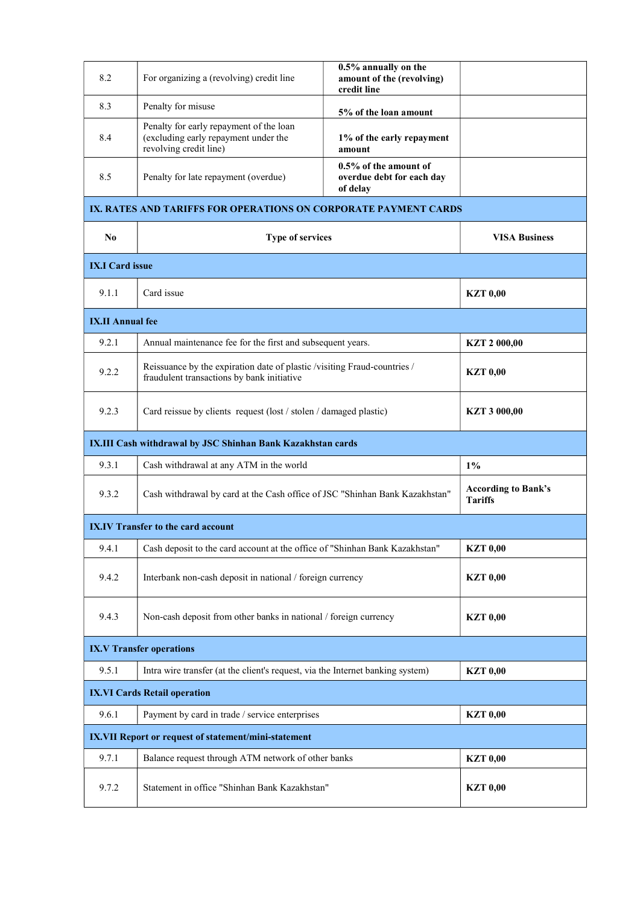| | | | |
|---|---|---|---|
| 8.2 | For organizing a (revolving) credit line | **0.5% annually on the amount of the (revolving) credit line** | |
| 8.3 | Penalty for misuse | **5% of the loan amount** | |
| 8.4 | Penalty for early repayment of the loan (excluding early repayment under the revolving credit line) | **1% of the early repayment amount** | |
| 8.5 | Penalty for late repayment (overdue) | **0.5% of the amount of overdue debt for each day of delay** | |

## IX. RATES AND TARIFFS FOR OPERATIONS ON CORPORATE PAYMENT CARDS

| No | Type of services | VISA Business |
|---|---|---|
| **IX.I Card issue** | | |
| 9.1.1 | Card issue | **KZT 0,00** |
| **IX.II Annual fee** | | |
| 9.2.1 | Annual maintenance fee for the first and subsequent years. | **KZT 2 000,00** |
| 9.2.2 | Reissuance by the expiration date of plastic /visiting Fraud-countries / fraudulent transactions by bank initiative | **KZT 0,00** |
| 9.2.3 | Card reissue by clients request (lost / stolen / damaged plastic) | **KZT 3 000,00** |
| **IX.III Cash withdrawal by JSC Shinhan Bank Kazakhstan cards** | | |
| 9.3.1 | Cash withdrawal at any ATM in the world | **1%** |
| 9.3.2 | Cash withdrawal by card at the Cash office of JSC "Shinhan Bank Kazakhstan" | **According to Bank's Tariffs** |
| **IX.IV Transfer to the card account** | | |
| 9.4.1 | Cash deposit to the card account at the office of "Shinhan Bank Kazakhstan" | **KZT 0,00** |
| 9.4.2 | Interbank non-cash deposit in national / foreign currency | **KZT 0,00** |
| 9.4.3 | Non-cash deposit from other banks in national / foreign currency | **KZT 0,00** |
| **IX.V Transfer operations** | | |
| 9.5.1 | Intra wire transfer (at the client's request, via the Internet banking system) | **KZT 0,00** |
| **IX.VI Cards Retail operation** | | |
| 9.6.1 | Payment by card in trade / service enterprises | **KZT 0,00** |
| **IX.VII Report or request of statement/mini-statement** | | |
| 9.7.1 | Balance request through ATM network of other banks | **KZT 0,00** |
| 9.7.2 | Statement in office "Shinhan Bank Kazakhstan" | **KZT 0,00** |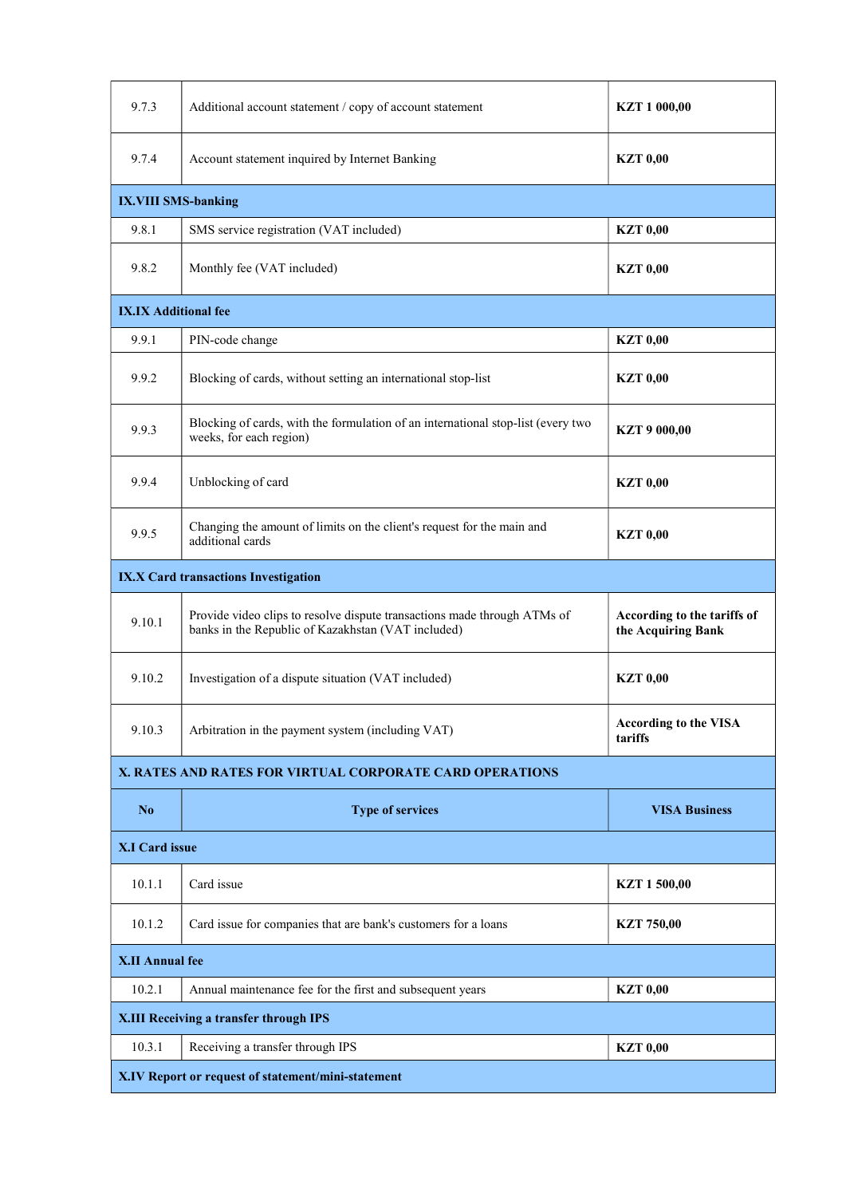| | | |
|---|---|---|
| 9.7.3 | Additional account statement / copy of account statement | **KZT 1 000,00** |
| 9.7.4 | Account statement inquired by Internet Banking | **KZT 0,00** |
| **IX.VIII SMS-banking** | | |
| 9.8.1 | SMS service registration (VAT included) | **KZT 0,00** |
| 9.8.2 | Monthly fee (VAT included) | **KZT 0,00** |
| **IX.IX Additional fee** | | |
| 9.9.1 | PIN-code change | **KZT 0,00** |
| 9.9.2 | Blocking of cards, without setting an international stop-list | **KZT 0,00** |
| 9.9.3 | Blocking of cards, with the formulation of an international stop-list (every two weeks, for each region) | **KZT 9 000,00** |
| 9.9.4 | Unblocking of card | **KZT 0,00** |
| 9.9.5 | Changing the amount of limits on the client's request for the main and additional cards | **KZT 0,00** |
| **IX.X Card transactions Investigation** | | |
| 9.10.1 | Provide video clips to resolve dispute transactions made through ATMs of banks in the Republic of Kazakhstan (VAT included) | **According to the tariffs of the Acquiring Bank** |
| 9.10.2 | Investigation of a dispute situation (VAT included) | **KZT 0,00** |
| 9.10.3 | Arbitration in the payment system (including VAT) | **According to the VISA tariffs** |

**X. RATES AND RATES FOR VIRTUAL CORPORATE CARD OPERATIONS**

| No | Type of services | VISA Business |
|---|---|---|
| **X.I Card issue** | | |
| 10.1.1 | Card issue | **KZT 1 500,00** |
| 10.1.2 | Card issue for companies that are bank's customers for a loans | **KZT 750,00** |
| **X.II Annual fee** | | |
| 10.2.1 | Annual maintenance fee for the first and subsequent years | **KZT 0,00** |
| **X.III Receiving a transfer through IPS** | | |
| 10.3.1 | Receiving a transfer through IPS | **KZT 0,00** |
| **X.IV Report or request of statement/mini-statement** | | |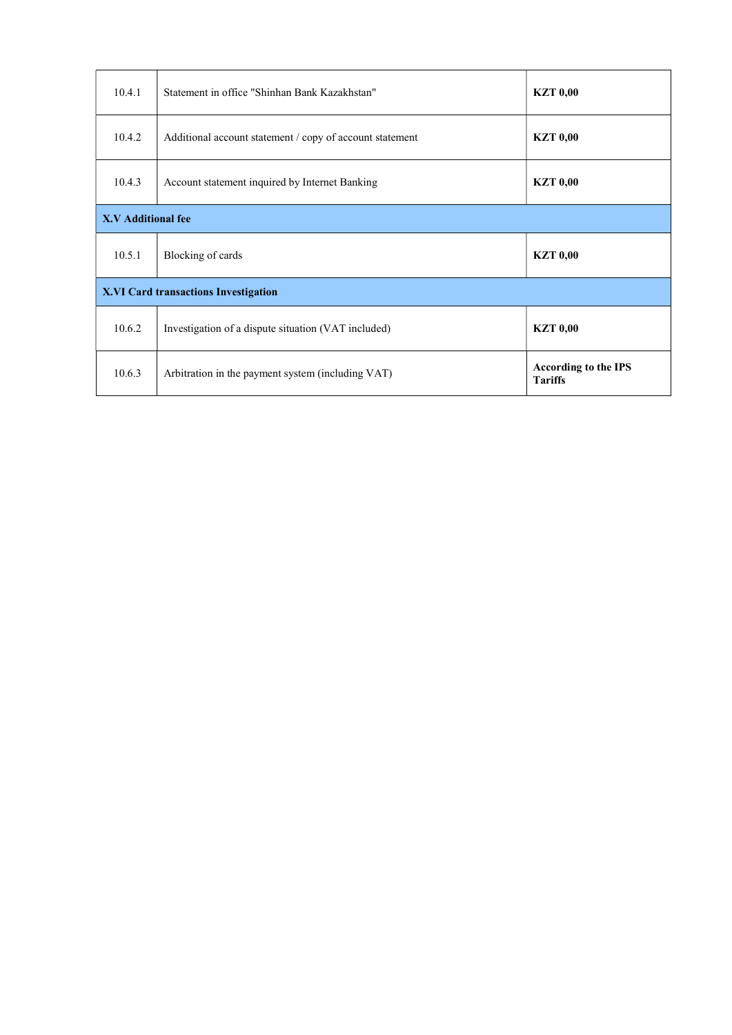| | | |
|---|---|---|
| 10.4.1 | Statement in office "Shinhan Bank Kazakhstan" | **KZT 0,00** |
| 10.4.2 | Additional account statement / copy of account statement | **KZT 0,00** |
| 10.4.3 | Account statement inquired by Internet Banking | **KZT 0,00** |
| **X.V Additional fee** | | |
| 10.5.1 | Blocking of cards | **KZT 0,00** |
| **X.VI Card transactions Investigation** | | |
| 10.6.2 | Investigation of a dispute situation (VAT included) | **KZT 0,00** |
| 10.6.3 | Arbitration in the payment system (including VAT) | **According to the IPS Tariffs** |